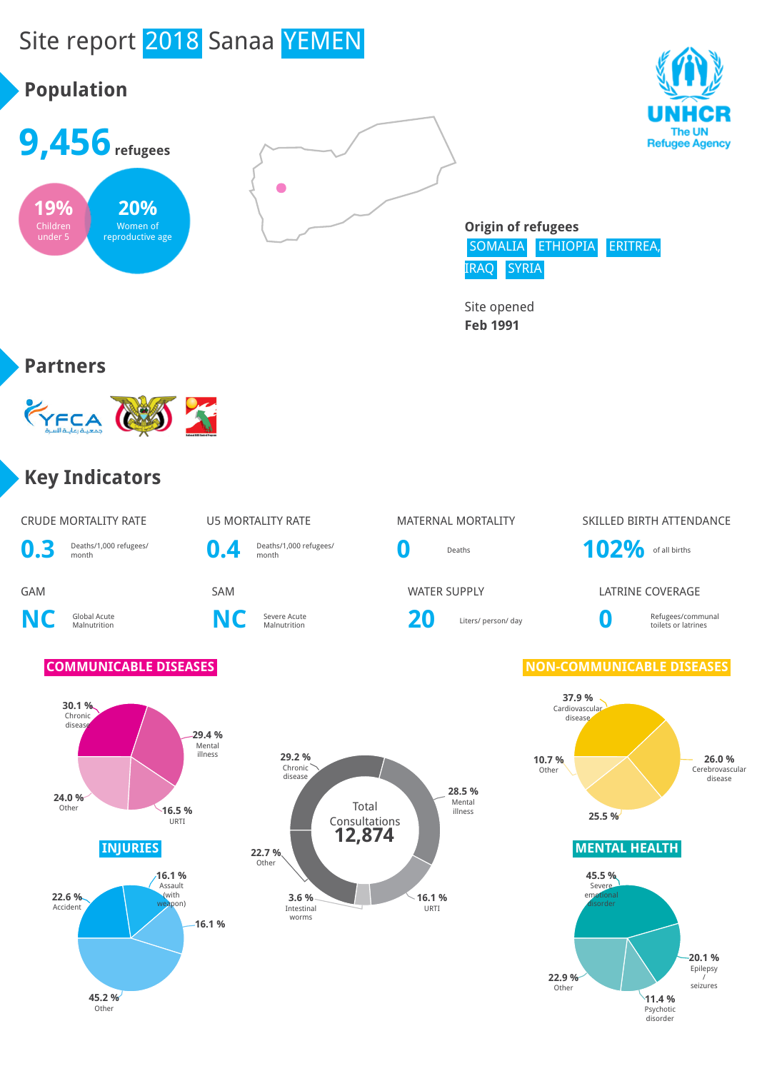# Site report 2018 Sanaa YEMEN

UNHCR
The UN Refugee Agency

## Population

**9,456** refugees

**19%** Children under 5

**20%** Women of reproductive age

**Origin of refugees**
SOMALIA ETHIOPIA ERITREA, IRAQ SYRIA

Site opened
**Feb 1991**

## Partners

## Key Indicators

| CRUDE MORTALITY RATE | U5 MORTALITY RATE | MATERNAL MORTALITY | SKILLED BIRTH ATTENDANCE |
|---|---|---|---|
| **0.3** Deaths/1,000 refugees/ month | **0.4** Deaths/1,000 refugees/ month | **0** Deaths | **102%** of all births |

| GAM | SAM | WATER SUPPLY | LATRINE COVERAGE |
|---|---|---|---|
| **NC** Global Acute Malnutrition | **NC** Severe Acute Malnutrition | **20** Liters/ person/ day | **0** Refugees/communal toilets or latrines |

### COMMUNICABLE DISEASES

- 30.1 % Chronic disease
- 29.4 % Mental illness
- 16.5 % URTI
- 24.0 % Other

### Total Consultations 12,874

- 29.2 % Chronic disease
- 28.5 % Mental illness
- 16.1 % URTI
- 3.6 % Intestinal worms
- 22.7 % Other

### NON-COMMUNICABLE DISEASES

- 37.9 % Cardiovascular disease
- 26.0 % Cerebrovascular disease
- 25.5 %
- 10.7 % Other

### INJURIES

- 16.1 % Assault (with weapon)
- 16.1 %
- 45.2 % Other
- 22.6 % Accident

### MENTAL HEALTH

- 45.5 % Severe emotional disorder
- 20.1 % Epilepsy / seizures
- 11.4 % Psychotic disorder
- 22.9 % Other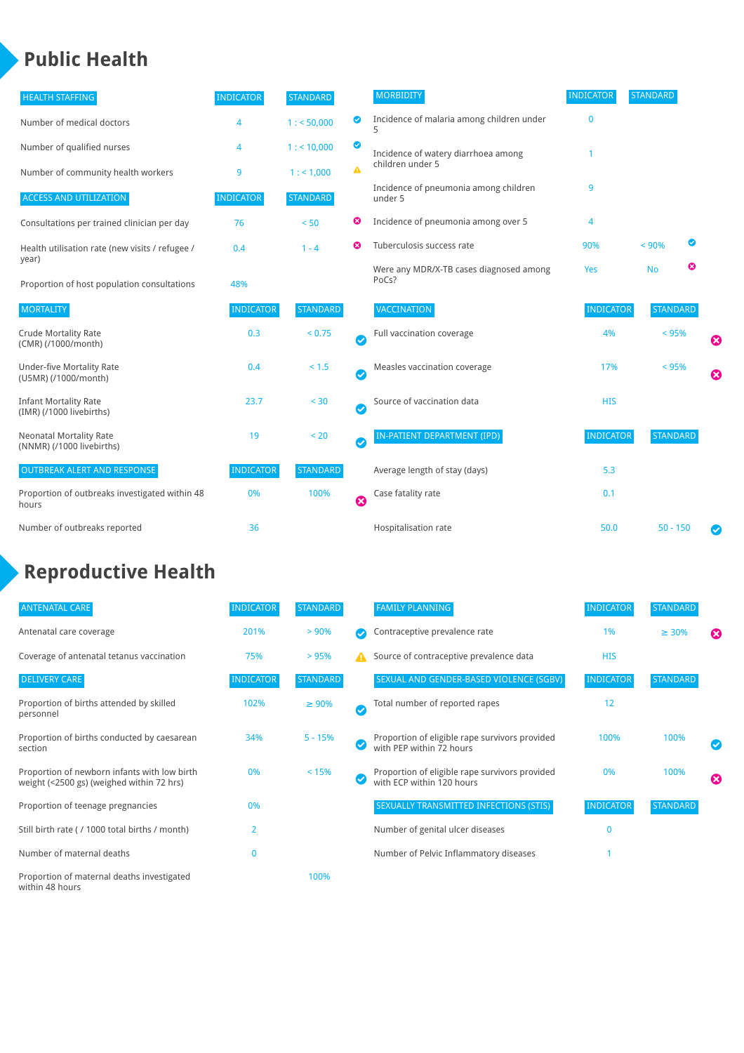# Public Health

| HEALTH STAFFING | INDICATOR | STANDARD | |
|---|---|---|---|
| Number of medical doctors | 4 | 1 : < 50,000 | ✔ |
| Number of qualified nurses | 4 | 1 : < 10,000 | ✔ |
| Number of community health workers | 9 | 1 : < 1,000 | ⚠ |

| ACCESS AND UTILIZATION | INDICATOR | STANDARD | |
|---|---|---|---|
| Consultations per trained clinician per day | 76 | < 50 | ✖ |
| Health utilisation rate (new visits / refugee / year) | 0.4 | 1 - 4 | ✖ |
| Proportion of host population consultations | 48% | | |

| MORTALITY | INDICATOR | STANDARD | |
|---|---|---|---|
| Crude Mortality Rate (CMR) (/1000/month) | 0.3 | < 0.75 | ✔ |
| Under-five Mortality Rate (U5MR) (/1000/month) | 0.4 | < 1.5 | ✔ |
| Infant Mortality Rate (IMR) (/1000 livebirths) | 23.7 | < 30 | ✔ |
| Neonatal Mortality Rate (NNMR) (/1000 livebirths) | 19 | < 20 | ✔ |

| OUTBREAK ALERT AND RESPONSE | INDICATOR | STANDARD | |
|---|---|---|---|
| Proportion of outbreaks investigated within 48 hours | 0% | 100% | ✖ |
| Number of outbreaks reported | 36 | | |

| MORBIDITY | INDICATOR | STANDARD | |
|---|---|---|---|
| Incidence of malaria among children under 5 | 0 | | |
| Incidence of watery diarrhoea among children under 5 | 1 | | |
| Incidence of pneumonia among children under 5 | 9 | | |
| Incidence of pneumonia among over 5 | 4 | | |
| Tuberculosis success rate | 90% | < 90% | ✔ |
| Were any MDR/X-TB cases diagnosed among PoCs? | Yes | No | ✖ |

| VACCINATION | INDICATOR | STANDARD | |
|---|---|---|---|
| Full vaccination coverage | 4% | < 95% | ✖ |
| Measles vaccination coverage | 17% | < 95% | ✖ |
| Source of vaccination data | HIS | | |

| IN-PATIENT DEPARTMENT (IPD) | INDICATOR | STANDARD | |
|---|---|---|---|
| Average length of stay (days) | 5.3 | | |
| Case fatality rate | 0.1 | | |
| Hospitalisation rate | 50.0 | 50 - 150 | ✔ |

# Reproductive Health

| ANTENATAL CARE | INDICATOR | STANDARD | |
|---|---|---|---|
| Antenatal care coverage | 201% | > 90% | ✔ |
| Coverage of antenatal tetanus vaccination | 75% | > 95% | ⚠ |

| DELIVERY CARE | INDICATOR | STANDARD | |
|---|---|---|---|
| Proportion of births attended by skilled personnel | 102% | ≥ 90% | ✔ |
| Proportion of births conducted by caesarean section | 34% | 5 - 15% | ✔ |
| Proportion of newborn infants with low birth weight (<2500 gs) (weighed within 72 hrs) | 0% | < 15% | ✔ |
| Proportion of teenage pregnancies | 0% | | |
| Still birth rate ( / 1000 total births / month) | 2 | | |
| Number of maternal deaths | 0 | | |
| Proportion of maternal deaths investigated within 48 hours | | 100% | |

| FAMILY PLANNING | INDICATOR | STANDARD | |
|---|---|---|---|
| Contraceptive prevalence rate | 1% | ≥ 30% | ✖ |
| Source of contraceptive prevalence data | HIS | | |

| SEXUAL AND GENDER-BASED VIOLENCE (SGBV) | INDICATOR | STANDARD | |
|---|---|---|---|
| Total number of reported rapes | 12 | | |
| Proportion of eligible rape survivors provided with PEP within 72 hours | 100% | 100% | ✔ |
| Proportion of eligible rape survivors provided with ECP within 120 hours | 0% | 100% | ✖ |

| SEXUALLY TRANSMITTED INFECTIONS (STIS) | INDICATOR | STANDARD |
|---|---|---|
| Number of genital ulcer diseases | 0 | |
| Number of Pelvic Inflammatory diseases | 1 | |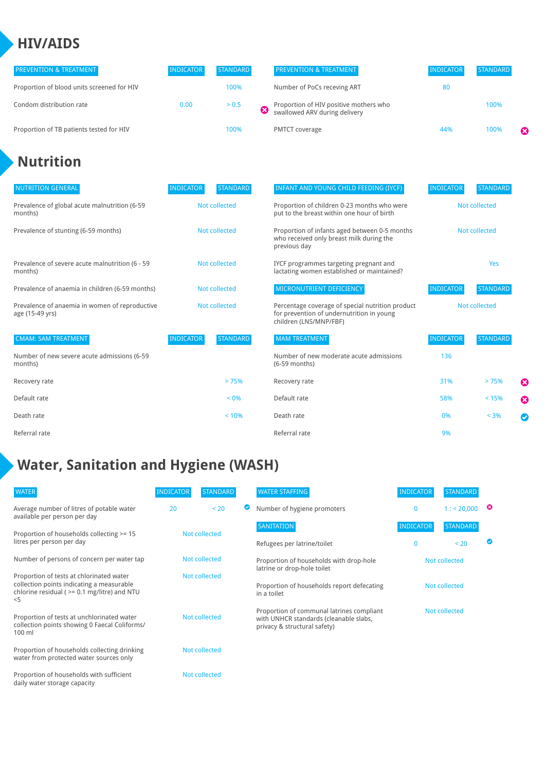# HIV/AIDS

| PREVENTION & TREATMENT | INDICATOR | STANDARD | |
|---|---|---|---|
| Proportion of blood units screened for HIV | | 100% | |
| Condom distribution rate | 0.00 | > 0.5 | ✖ |
| Proportion of TB patients tested for HIV | | 100% | |

| PREVENTION & TREATMENT | INDICATOR | STANDARD | |
|---|---|---|---|
| Number of PoCs receving ART | 80 | | |
| Proportion of HIV positive mothers who swallowed ARV during delivery | | 100% | |
| PMTCT coverage | 44% | 100% | ✖ |

# Nutrition

| NUTRITION GENERAL | INDICATOR | STANDARD |
|---|---|---|
| Prevalence of global acute malnutrition (6-59 months) | Not collected | |
| Prevalence of stunting (6-59 months) | Not collected | |
| Prevalence of severe acute malnutrition (6 - 59 months) | Not collected | |
| Prevalence of anaemia in children (6-59 months) | Not collected | |
| Prevalence of anaemia in women of reproductive age (15-49 yrs) | Not collected | |

| INFANT AND YOUNG CHILD FEEDING (IYCF) | INDICATOR | STANDARD |
|---|---|---|
| Proportion of children 0-23 months who were put to the breast within one hour of birth | Not collected | |
| Proportion of infants aged between 0-5 months who received only breast milk during the previous day | Not collected | |
| IYCF programmes targeting pregnant and lactating women established or maintained? | | Yes |

| MICRONUTRIENT DEFICIENCY | INDICATOR | STANDARD |
|---|---|---|
| Percentage coverage of special nutrition product for prevention of undernutrition in young children (LNS/MNP/FBF) | Not collected | |

| CMAM: SAM TREATMENT | INDICATOR | STANDARD |
|---|---|---|
| Number of new severe acute admissions (6-59 months) | | |
| Recovery rate | | > 75% |
| Default rate | | < 0% |
| Death rate | | < 10% |
| Referral rate | | |

| MAM TREATMENT | INDICATOR | STANDARD | |
|---|---|---|---|
| Number of new moderate acute admissions (6-59 months) | 136 | | |
| Recovery rate | 31% | > 75% | ✖ |
| Default rate | 58% | < 15% | ✖ |
| Death rate | 0% | < 3% | ✔ |
| Referral rate | 9% | | |

# Water, Sanitation and Hygiene (WASH)

| WATER | INDICATOR | STANDARD | |
|---|---|---|---|
| Average number of litres of potable water available per person per day | 20 | < 20 | ✔ |
| Proportion of households collecting >= 15 litres per person per day | Not collected | | |
| Number of persons of concern per water tap | Not collected | | |
| Proportion of tests at chlorinated water collection points indicating a measurable chlorine residual ( >= 0.1 mg/litre) and NTU <5 | Not collected | | |
| Proportion of tests at unchlorinated water collection points showing 0 Faecal Coliforms/ 100 ml | Not collected | | |
| Proportion of households collecting drinking water from protected water sources only | Not collected | | |
| Proportion of households with sufficient daily water storage capacity | Not collected | | |

| WATER STAFFING | INDICATOR | STANDARD | |
|---|---|---|---|
| Number of hygiene promoters | 0 | 1 : < 20,000 | ✖ |

| SANITATION | INDICATOR | STANDARD | |
|---|---|---|---|
| Refugees per latrine/toilet | 0 | < 20 | ✔ |
| Proportion of households with drop-hole latrine or drop-hole toilet | Not collected | | |
| Proportion of households report defecating in a toilet | Not collected | | |
| Proportion of communal latrines compliant with UNHCR standards (cleanable slabs, privacy & structural safety) | Not collected | | |